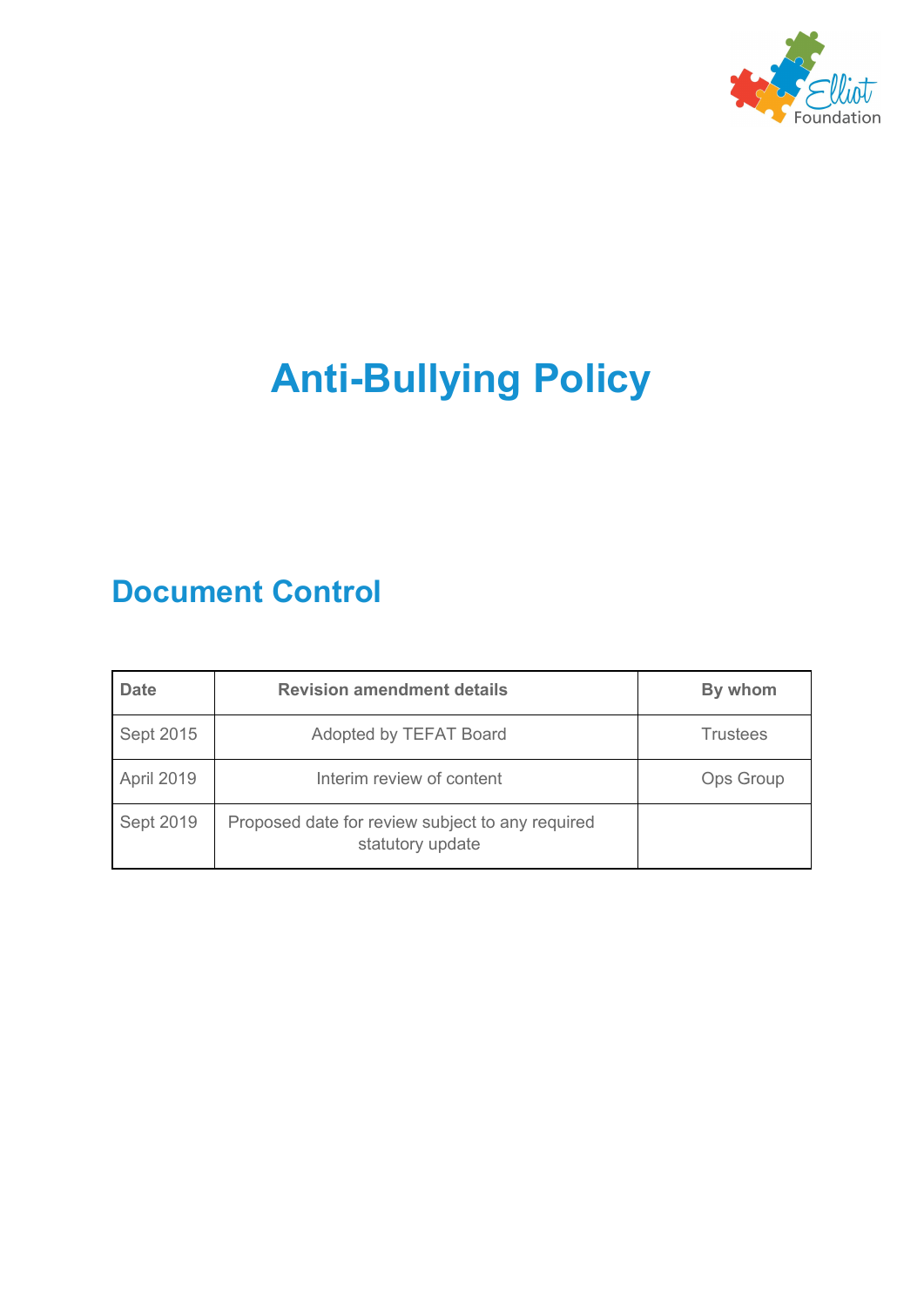# Anti-Bullying Policy

## Document Control

| Date | Revision amendment details | By whom |
|---|---|---|
| Sept 2015 | Adopted by TEFAT Board | Trustees |
| April 2019 | Interim review of content | Ops Group |
| Sept 2019 | Proposed date for review subject to any required statutory update | |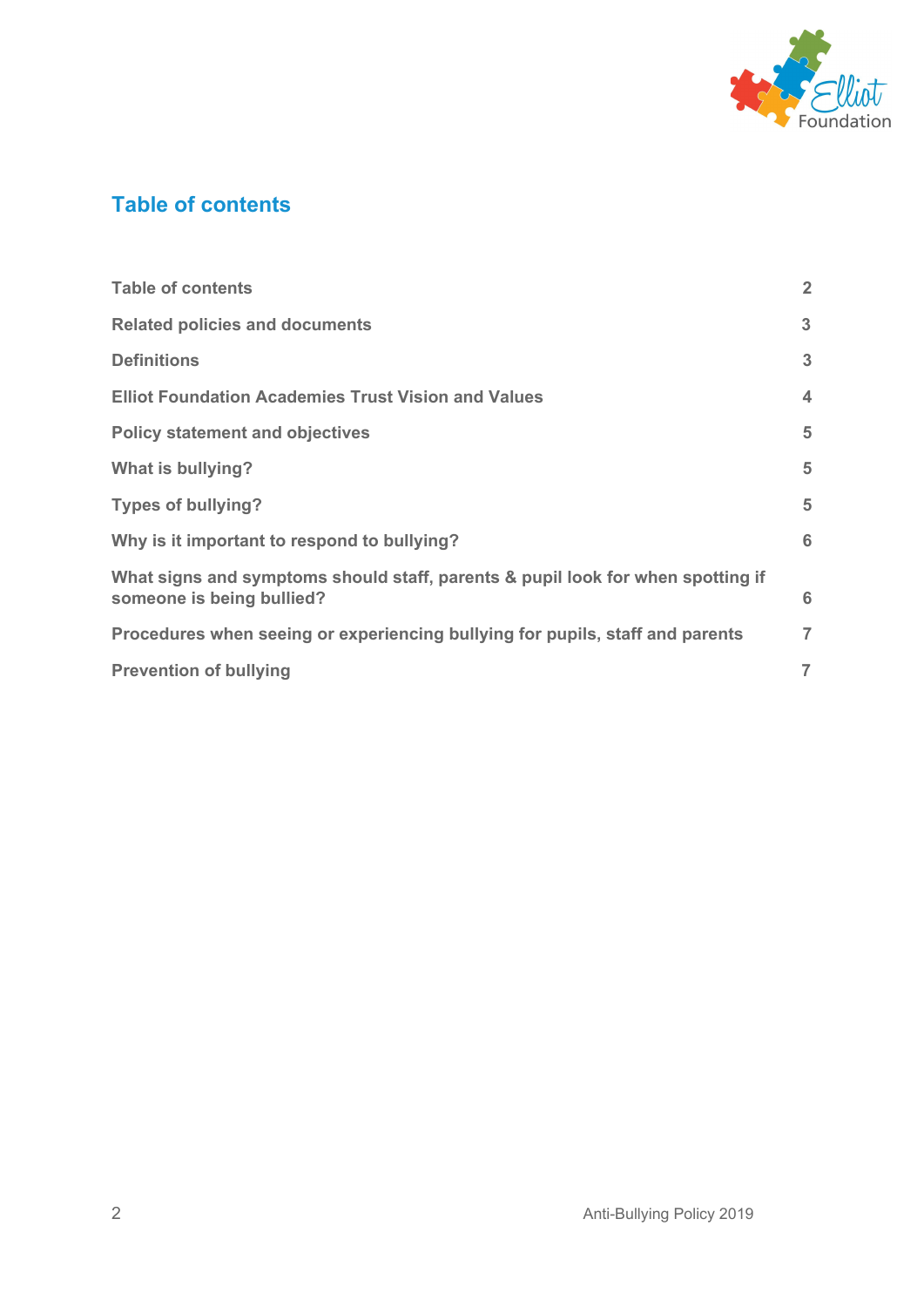## Table of contents

| | |
|---|---|
| **Table of contents** | **2** |
| **Related policies and documents** | **3** |
| **Definitions** | **3** |
| **Elliot Foundation Academies Trust Vision and Values** | **4** |
| **Policy statement and objectives** | **5** |
| **What is bullying?** | **5** |
| **Types of bullying?** | **5** |
| **Why is it important to respond to bullying?** | **6** |
| **What signs and symptoms should staff, parents & pupil look for when spotting if someone is being bullied?** | **6** |
| **Procedures when seeing or experiencing bullying for pupils, staff and parents** | **7** |
| **Prevention of bullying** | **7** |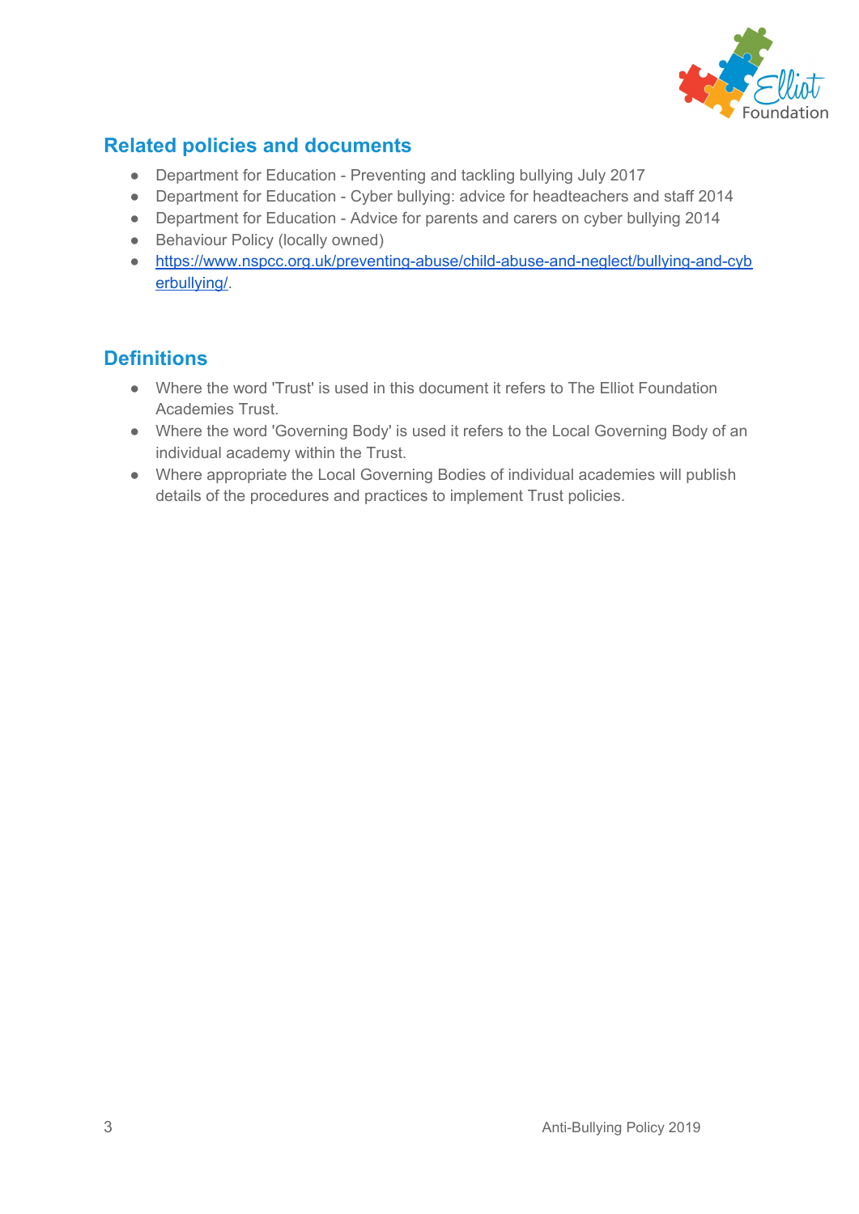## Related policies and documents

- Department for Education - Preventing and tackling bullying July 2017
- Department for Education - Cyber bullying: advice for headteachers and staff 2014
- Department for Education - Advice for parents and carers on cyber bullying 2014
- Behaviour Policy (locally owned)
- https://www.nspcc.org.uk/preventing-abuse/child-abuse-and-neglect/bullying-and-cyberbullying/.

## Definitions

- Where the word 'Trust' is used in this document it refers to The Elliot Foundation Academies Trust.
- Where the word 'Governing Body' is used it refers to the Local Governing Body of an individual academy within the Trust.
- Where appropriate the Local Governing Bodies of individual academies will publish details of the procedures and practices to implement Trust policies.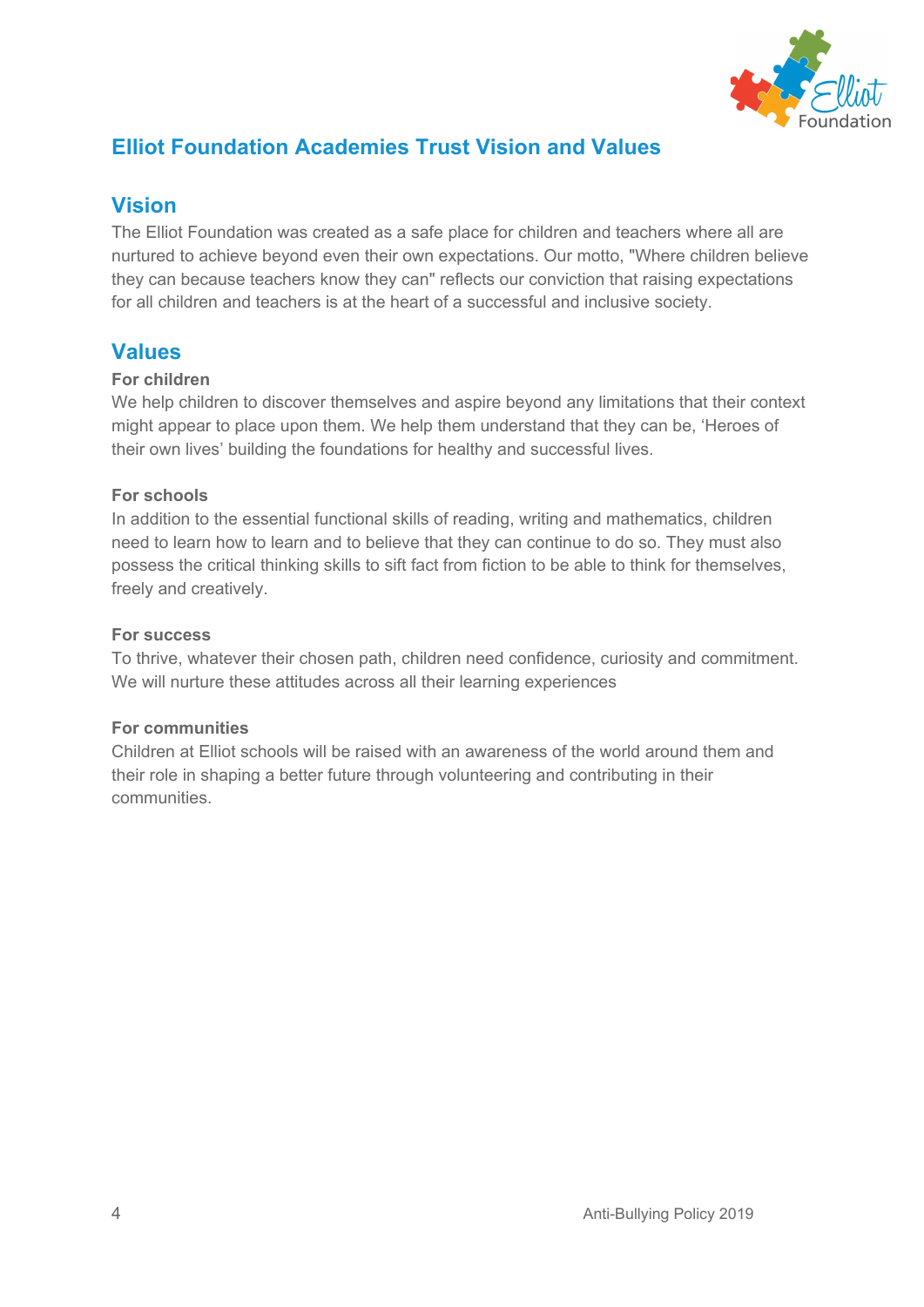## Elliot Foundation Academies Trust Vision and Values

### Vision

The Elliot Foundation was created as a safe place for children and teachers where all are nurtured to achieve beyond even their own expectations. Our motto, "Where children believe they can because teachers know they can" reflects our conviction that raising expectations for all children and teachers is at the heart of a successful and inclusive society.

### Values

**For children**

We help children to discover themselves and aspire beyond any limitations that their context might appear to place upon them. We help them understand that they can be, 'Heroes of their own lives' building the foundations for healthy and successful lives.

**For schools**

In addition to the essential functional skills of reading, writing and mathematics, children need to learn how to learn and to believe that they can continue to do so. They must also possess the critical thinking skills to sift fact from fiction to be able to think for themselves, freely and creatively.

**For success**

To thrive, whatever their chosen path, children need confidence, curiosity and commitment. We will nurture these attitudes across all their learning experiences

**For communities**

Children at Elliot schools will be raised with an awareness of the world around them and their role in shaping a better future through volunteering and contributing in their communities.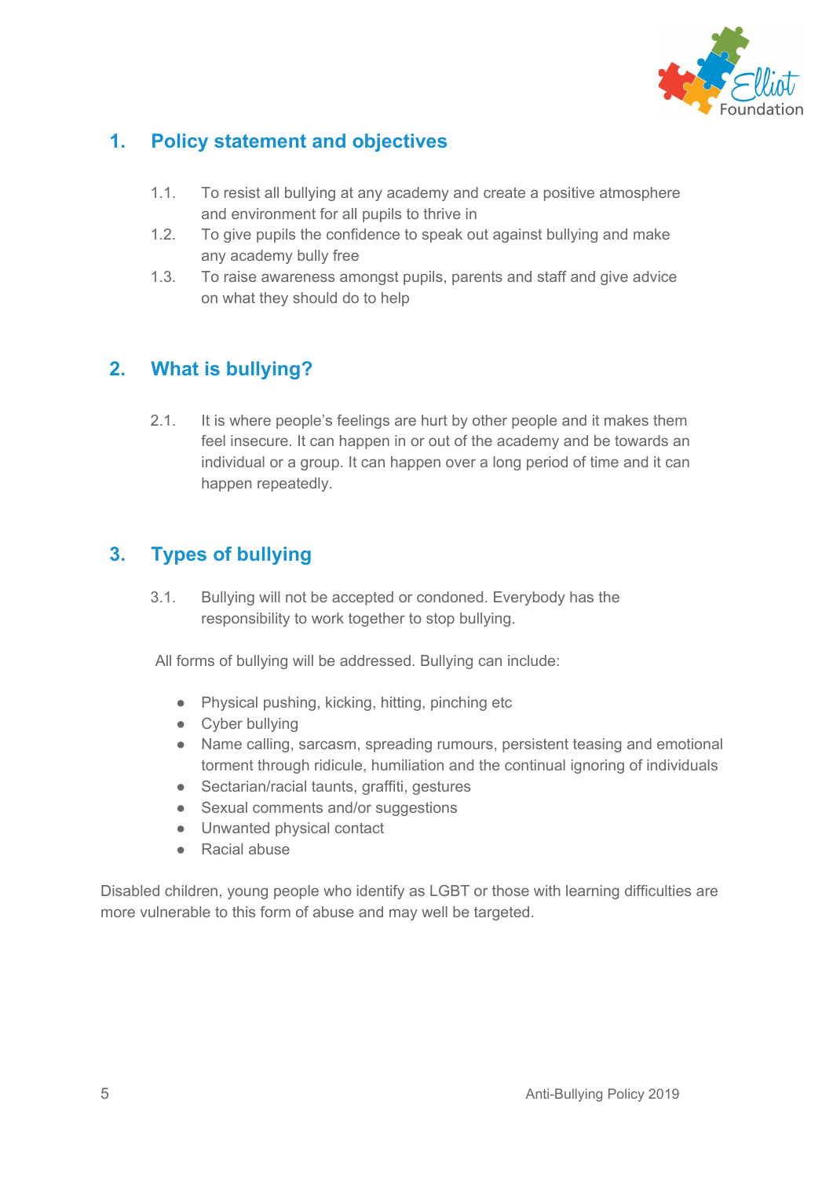## 1. Policy statement and objectives

1.1. To resist all bullying at any academy and create a positive atmosphere and environment for all pupils to thrive in

1.2. To give pupils the confidence to speak out against bullying and make any academy bully free

1.3. To raise awareness amongst pupils, parents and staff and give advice on what they should do to help

## 2. What is bullying?

2.1. It is where people's feelings are hurt by other people and it makes them feel insecure. It can happen in or out of the academy and be towards an individual or a group. It can happen over a long period of time and it can happen repeatedly.

## 3. Types of bullying

3.1. Bullying will not be accepted or condoned. Everybody has the responsibility to work together to stop bullying.

All forms of bullying will be addressed. Bullying can include:

- Physical pushing, kicking, hitting, pinching etc
- Cyber bullying
- Name calling, sarcasm, spreading rumours, persistent teasing and emotional torment through ridicule, humiliation and the continual ignoring of individuals
- Sectarian/racial taunts, graffiti, gestures
- Sexual comments and/or suggestions
- Unwanted physical contact
- Racial abuse

Disabled children, young people who identify as LGBT or those with learning difficulties are more vulnerable to this form of abuse and may well be targeted.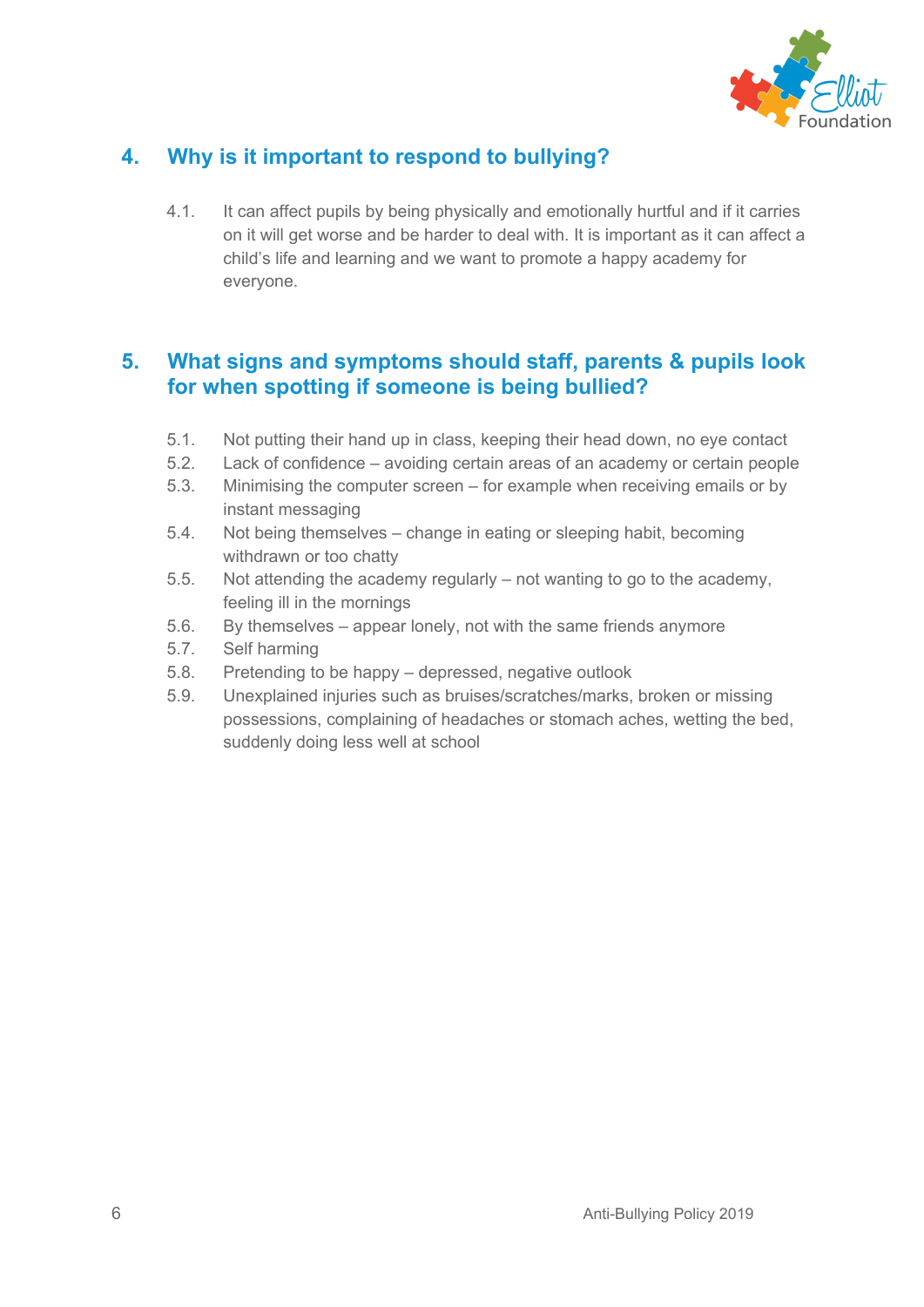## 4. Why is it important to respond to bullying?

4.1. It can affect pupils by being physically and emotionally hurtful and if it carries on it will get worse and be harder to deal with. It is important as it can affect a child's life and learning and we want to promote a happy academy for everyone.

## 5. What signs and symptoms should staff, parents & pupils look for when spotting if someone is being bullied?

5.1. Not putting their hand up in class, keeping their head down, no eye contact

5.2. Lack of confidence – avoiding certain areas of an academy or certain people

5.3. Minimising the computer screen – for example when receiving emails or by instant messaging

5.4. Not being themselves – change in eating or sleeping habit, becoming withdrawn or too chatty

5.5. Not attending the academy regularly – not wanting to go to the academy, feeling ill in the mornings

5.6. By themselves – appear lonely, not with the same friends anymore

5.7. Self harming

5.8. Pretending to be happy – depressed, negative outlook

5.9. Unexplained injuries such as bruises/scratches/marks, broken or missing possessions, complaining of headaches or stomach aches, wetting the bed, suddenly doing less well at school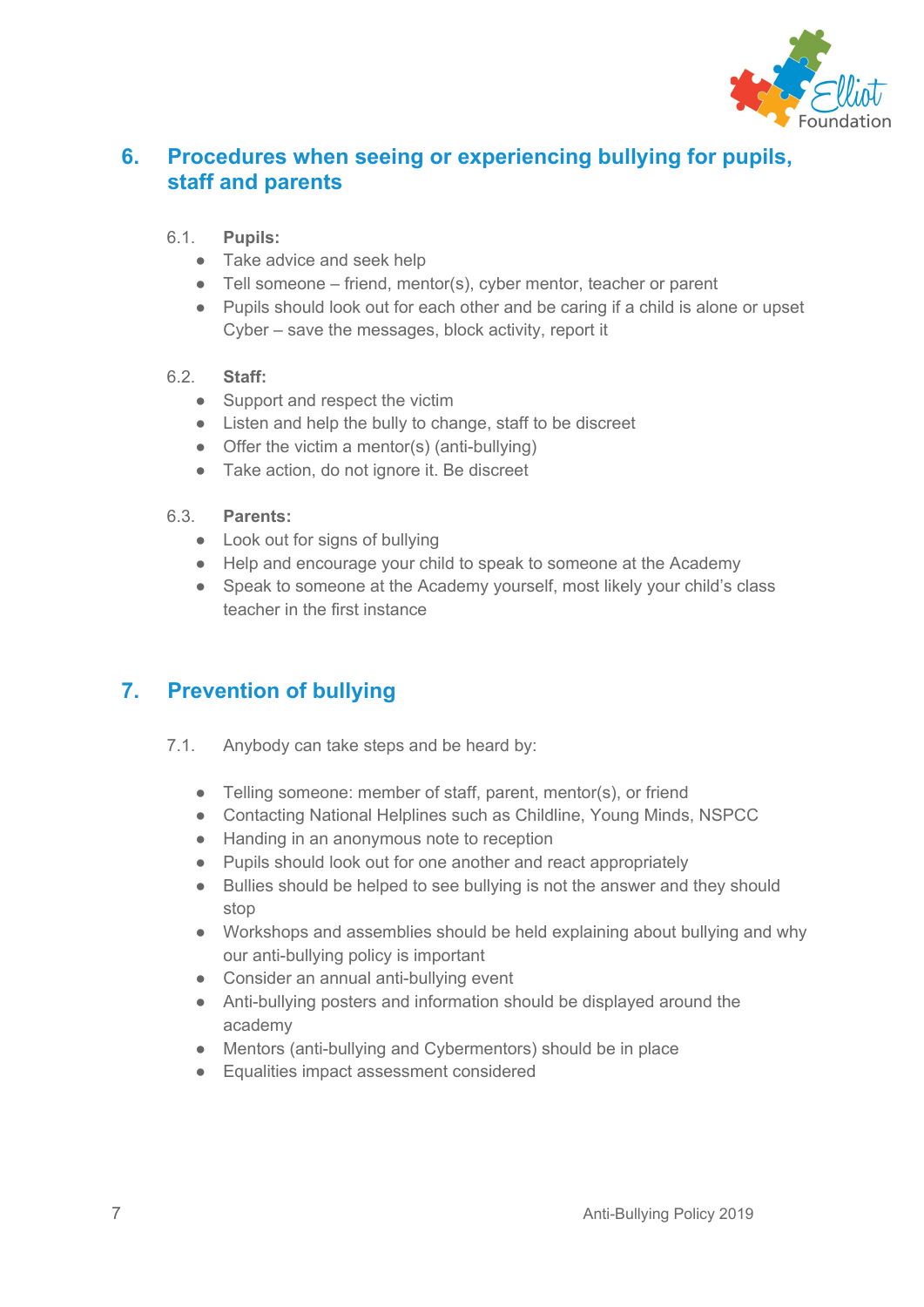## 6. Procedures when seeing or experiencing bullying for pupils, staff and parents

6.1. **Pupils:**

- Take advice and seek help
- Tell someone – friend, mentor(s), cyber mentor, teacher or parent
- Pupils should look out for each other and be caring if a child is alone or upset Cyber – save the messages, block activity, report it

6.2. **Staff:**

- Support and respect the victim
- Listen and help the bully to change, staff to be discreet
- Offer the victim a mentor(s) (anti-bullying)
- Take action, do not ignore it. Be discreet

6.3. **Parents:**

- Look out for signs of bullying
- Help and encourage your child to speak to someone at the Academy
- Speak to someone at the Academy yourself, most likely your child's class teacher in the first instance

## 7. Prevention of bullying

7.1. Anybody can take steps and be heard by:

- Telling someone: member of staff, parent, mentor(s), or friend
- Contacting National Helplines such as Childline, Young Minds, NSPCC
- Handing in an anonymous note to reception
- Pupils should look out for one another and react appropriately
- Bullies should be helped to see bullying is not the answer and they should stop
- Workshops and assemblies should be held explaining about bullying and why our anti-bullying policy is important
- Consider an annual anti-bullying event
- Anti-bullying posters and information should be displayed around the academy
- Mentors (anti-bullying and Cybermentors) should be in place
- Equalities impact assessment considered